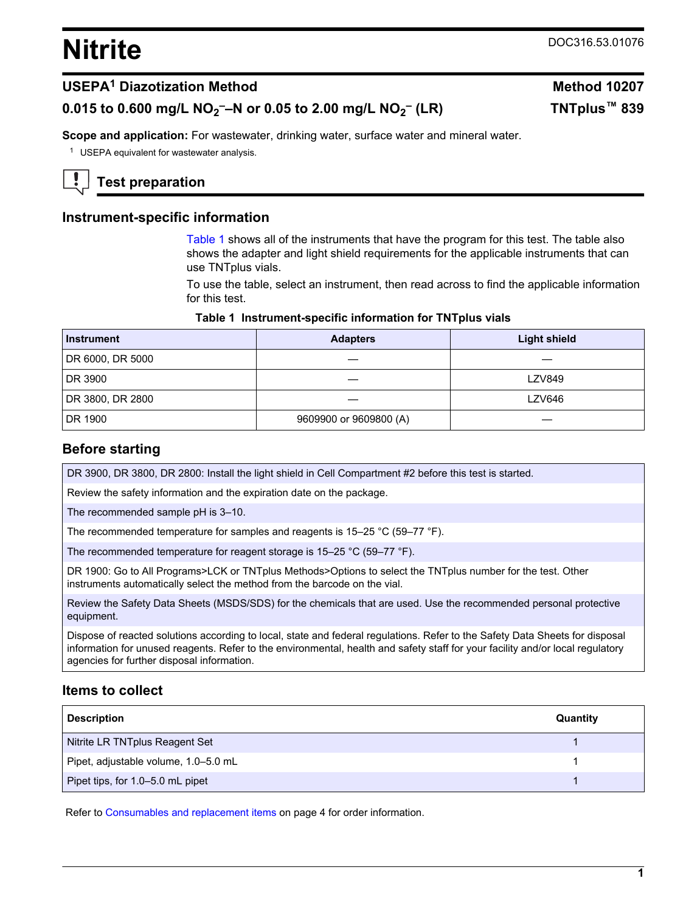# Nitrite

DOC316.53.01076

## USEPA[1] Diazotization Method — Method 10207

## 0.015 to 0.600 mg/L $NO_2^-$–N or 0.05 to 2.00 mg/L $NO_2^-$ (LR) — TNTplus™ 839

**Scope and application:** For wastewater, drinking water, surface water and mineral water.

[1] USEPA equivalent for wastewater analysis.

## Test preparation

### Instrument-specific information

Table 1 shows all of the instruments that have the program for this test. The table also shows the adapter and light shield requirements for the applicable instruments that can use TNTplus vials.

To use the table, select an instrument, then read across to find the applicable information for this test.

**Table 1 Instrument-specific information for TNTplus vials**

| Instrument | Adapters | Light shield |
|---|---|---|
| DR 6000, DR 5000 | — | — |
| DR 3900 | — | LZV849 |
| DR 3800, DR 2800 | — | LZV646 |
| DR 1900 | 9609900 or 9609800 (A) | — |

### Before starting

DR 3900, DR 3800, DR 2800: Install the light shield in Cell Compartment #2 before this test is started.

Review the safety information and the expiration date on the package.

The recommended sample pH is 3–10.

The recommended temperature for samples and reagents is 15–25 °C (59–77 °F).

The recommended temperature for reagent storage is 15–25 °C (59–77 °F).

DR 1900: Go to All Programs>LCK or TNTplus Methods>Options to select the TNTplus number for the test. Other instruments automatically select the method from the barcode on the vial.

Review the Safety Data Sheets (MSDS/SDS) for the chemicals that are used. Use the recommended personal protective equipment.

Dispose of reacted solutions according to local, state and federal regulations. Refer to the Safety Data Sheets for disposal information for unused reagents. Refer to the environmental, health and safety staff for your facility and/or local regulatory agencies for further disposal information.

### Items to collect

| Description | Quantity |
|---|---|
| Nitrite LR TNTplus Reagent Set | 1 |
| Pipet, adjustable volume, 1.0–5.0 mL | 1 |
| Pipet tips, for 1.0–5.0 mL pipet | 1 |

Refer to Consumables and replacement items on page 4 for order information.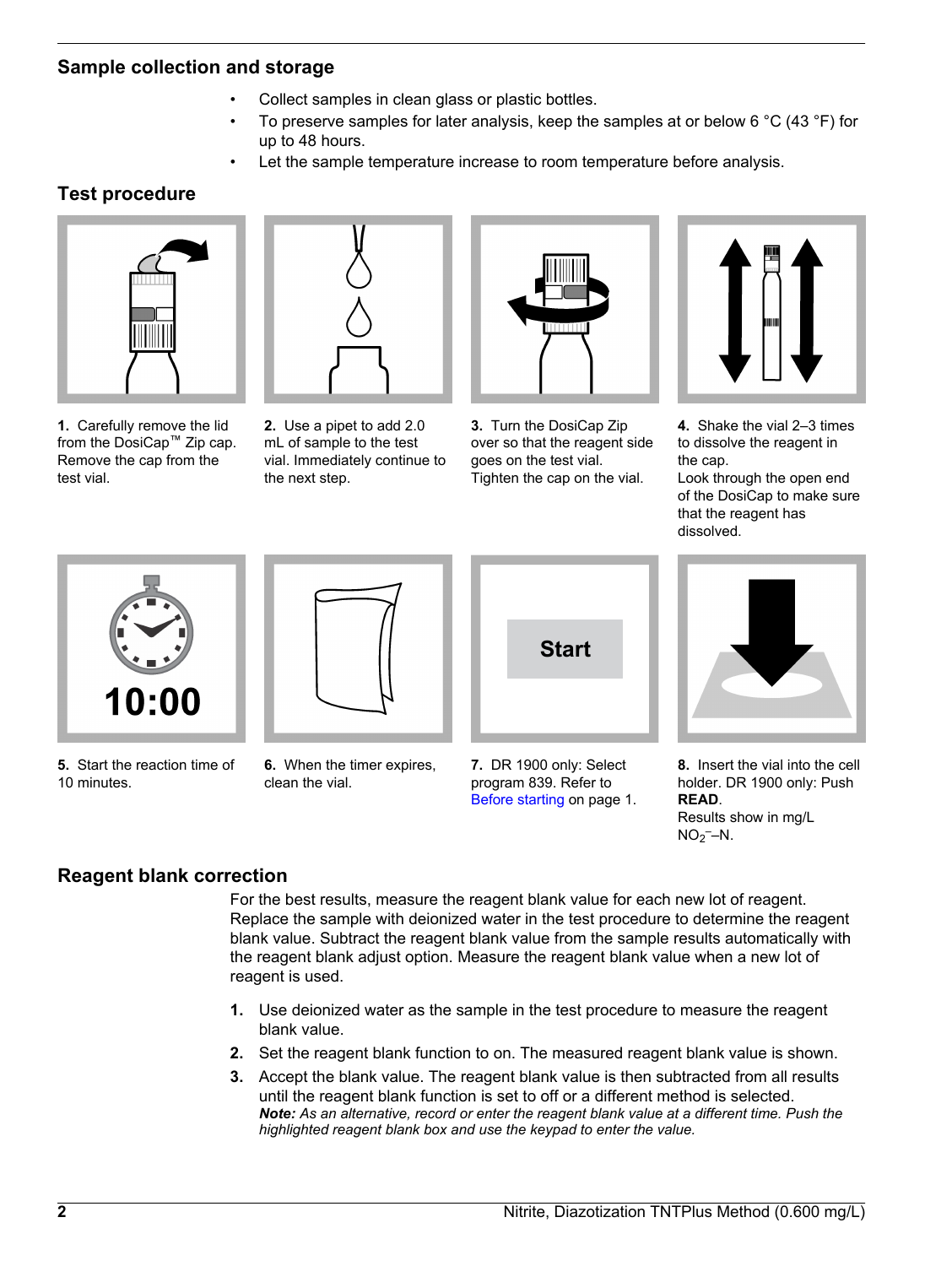## Sample collection and storage

- Collect samples in clean glass or plastic bottles.
- To preserve samples for later analysis, keep the samples at or below 6 °C (43 °F) for up to 48 hours.
- Let the sample temperature increase to room temperature before analysis.

## Test procedure

**1.** Carefully remove the lid from the DosiCap™ Zip cap. Remove the cap from the test vial.

**2.** Use a pipet to add 2.0 mL of sample to the test vial. Immediately continue to the next step.

**3.** Turn the DosiCap Zip over so that the reagent side goes on the test vial. Tighten the cap on the vial.

**4.** Shake the vial 2–3 times to dissolve the reagent in the cap.
Look through the open end of the DosiCap to make sure that the reagent has dissolved.

**5.** Start the reaction time of 10 minutes.

**6.** When the timer expires, clean the vial.

**7.** DR 1900 only: Select program 839. Refer to Before starting on page 1.

**8.** Insert the vial into the cell holder. DR 1900 only: Push **READ**.
Results show in mg/L $NO_2^-$–N.

## Reagent blank correction

For the best results, measure the reagent blank value for each new lot of reagent. Replace the sample with deionized water in the test procedure to determine the reagent blank value. Subtract the reagent blank value from the sample results automatically with the reagent blank adjust option. Measure the reagent blank value when a new lot of reagent is used.

1. Use deionized water as the sample in the test procedure to measure the reagent blank value.
2. Set the reagent blank function to on. The measured reagent blank value is shown.
3. Accept the blank value. The reagent blank value is then subtracted from all results until the reagent blank function is set to off or a different method is selected.
   ***Note:*** *As an alternative, record or enter the reagent blank value at a different time. Push the highlighted reagent blank box and use the keypad to enter the value.*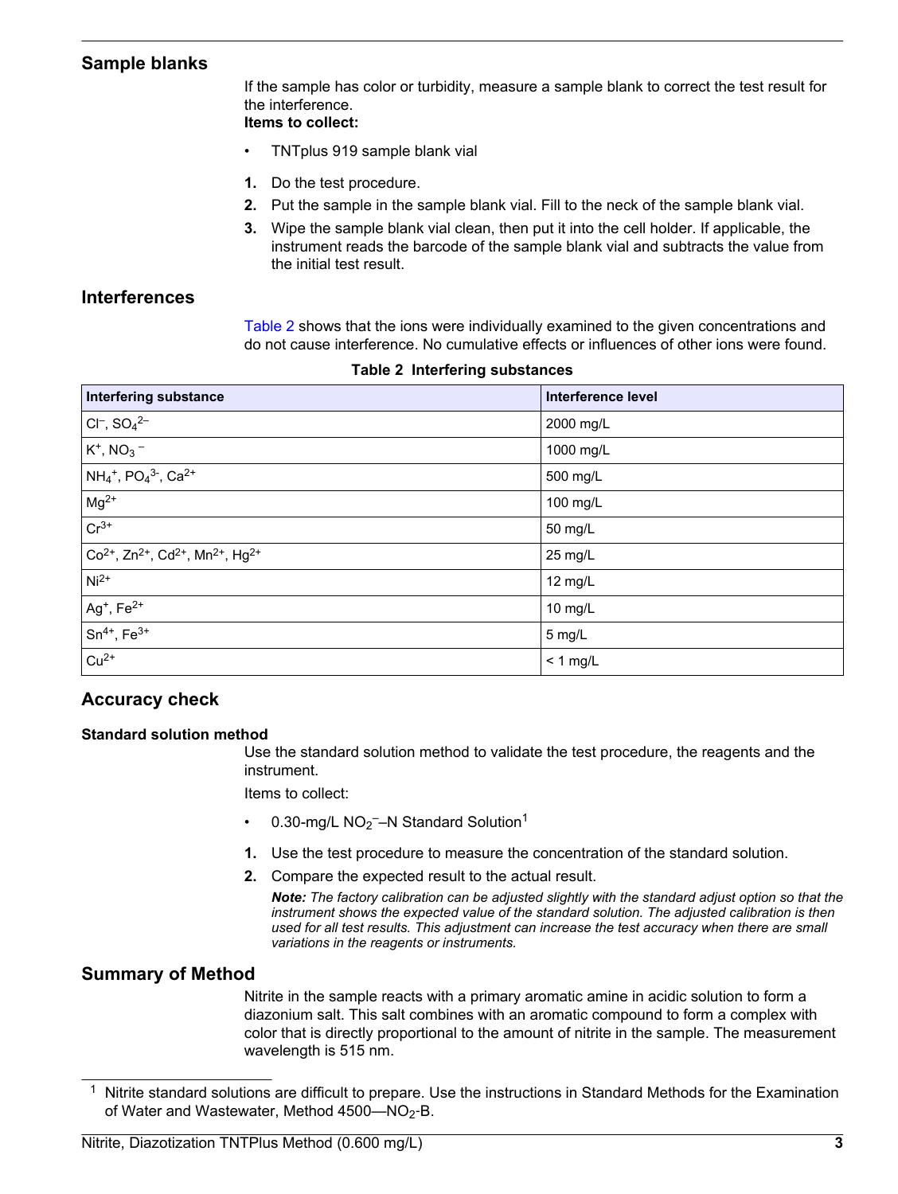## Sample blanks

If the sample has color or turbidity, measure a sample blank to correct the test result for the interference.

**Items to collect:**

- TNTplus 919 sample blank vial

1. Do the test procedure.
2. Put the sample in the sample blank vial. Fill to the neck of the sample blank vial.
3. Wipe the sample blank vial clean, then put it into the cell holder. If applicable, the instrument reads the barcode of the sample blank vial and subtracts the value from the initial test result.

## Interferences

Table 2 shows that the ions were individually examined to the given concentrations and do not cause interference. No cumulative effects or influences of other ions were found.

**Table 2 Interfering substances**

| Interfering substance | Interference level |
|---|---|
| $Cl^-$, $SO_4^{2-}$ | 2000 mg/L |
| $K^+$, $NO_3^-$ | 1000 mg/L |
| $NH_4^+$, $PO_4^{3-}$, $Ca^{2+}$ | 500 mg/L |
| $Mg^{2+}$ | 100 mg/L |
| $Cr^{3+}$ | 50 mg/L |
| $Co^{2+}$, $Zn^{2+}$, $Cd^{2+}$, $Mn^{2+}$, $Hg^{2+}$ | 25 mg/L |
| $Ni^{2+}$ | 12 mg/L |
| $Ag^+$, $Fe^{2+}$ | 10 mg/L |
| $Sn^{4+}$, $Fe^{3+}$ | 5 mg/L |
| $Cu^{2+}$ | < 1 mg/L |

## Accuracy check

### Standard solution method

Use the standard solution method to validate the test procedure, the reagents and the instrument.

Items to collect:

- 0.30-mg/L $NO_2^-$–N Standard Solution[1]

1. Use the test procedure to measure the concentration of the standard solution.
2. Compare the expected result to the actual result.

   ***Note:*** *The factory calibration can be adjusted slightly with the standard adjust option so that the instrument shows the expected value of the standard solution. The adjusted calibration is then used for all test results. This adjustment can increase the test accuracy when there are small variations in the reagents or instruments.*

## Summary of Method

Nitrite in the sample reacts with a primary aromatic amine in acidic solution to form a diazonium salt. This salt combines with an aromatic compound to form a complex with color that is directly proportional to the amount of nitrite in the sample. The measurement wavelength is 515 nm.

[1] Nitrite standard solutions are difficult to prepare. Use the instructions in Standard Methods for the Examination of Water and Wastewater, Method 4500—$NO_2$-B.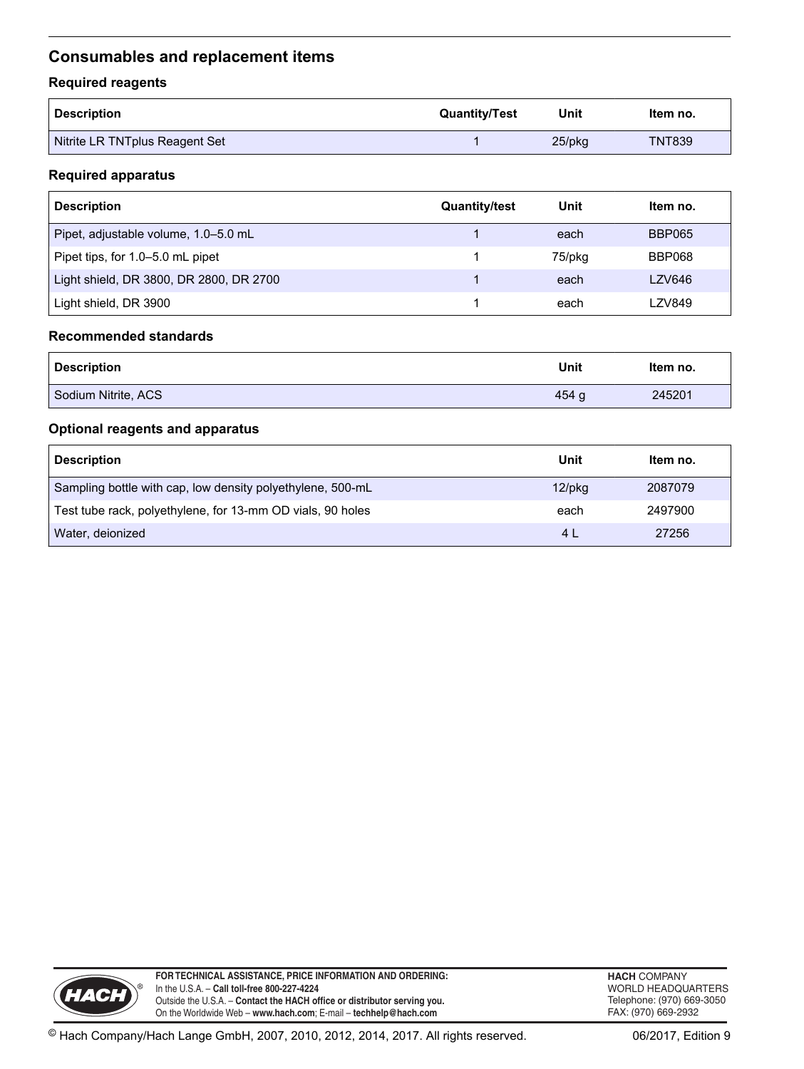## Consumables and replacement items

### Required reagents

| Description | Quantity/Test | Unit | Item no. |
|---|---|---|---|
| Nitrite LR TNTplus Reagent Set | 1 | 25/pkg | TNT839 |

### Required apparatus

| Description | Quantity/test | Unit | Item no. |
|---|---|---|---|
| Pipet, adjustable volume, 1.0–5.0 mL | 1 | each | BBP065 |
| Pipet tips, for 1.0–5.0 mL pipet | 1 | 75/pkg | BBP068 |
| Light shield, DR 3800, DR 2800, DR 2700 | 1 | each | LZV646 |
| Light shield, DR 3900 | 1 | each | LZV849 |

### Recommended standards

| Description | Unit | Item no. |
|---|---|---|
| Sodium Nitrite, ACS | 454 g | 245201 |

### Optional reagents and apparatus

| Description | Unit | Item no. |
|---|---|---|
| Sampling bottle with cap, low density polyethylene, 500-mL | 12/pkg | 2087079 |
| Test tube rack, polyethylene, for 13-mm OD vials, 90 holes | each | 2497900 |
| Water, deionized | 4 L | 27256 |

**FOR TECHNICAL ASSISTANCE, PRICE INFORMATION AND ORDERING:**
In the U.S.A. – **Call toll-free 800-227-4224**
Outside the U.S.A. – **Contact the HACH office or distributor serving you.**
On the Worldwide Web – **www.hach.com**; E-mail – **techhelp@hach.com**

**HACH** COMPANY
WORLD HEADQUARTERS
Telephone: (970) 669-3050
FAX: (970) 669-2932

© Hach Company/Hach Lange GmbH, 2007, 2010, 2012, 2014, 2017. All rights reserved.

06/2017, Edition 9